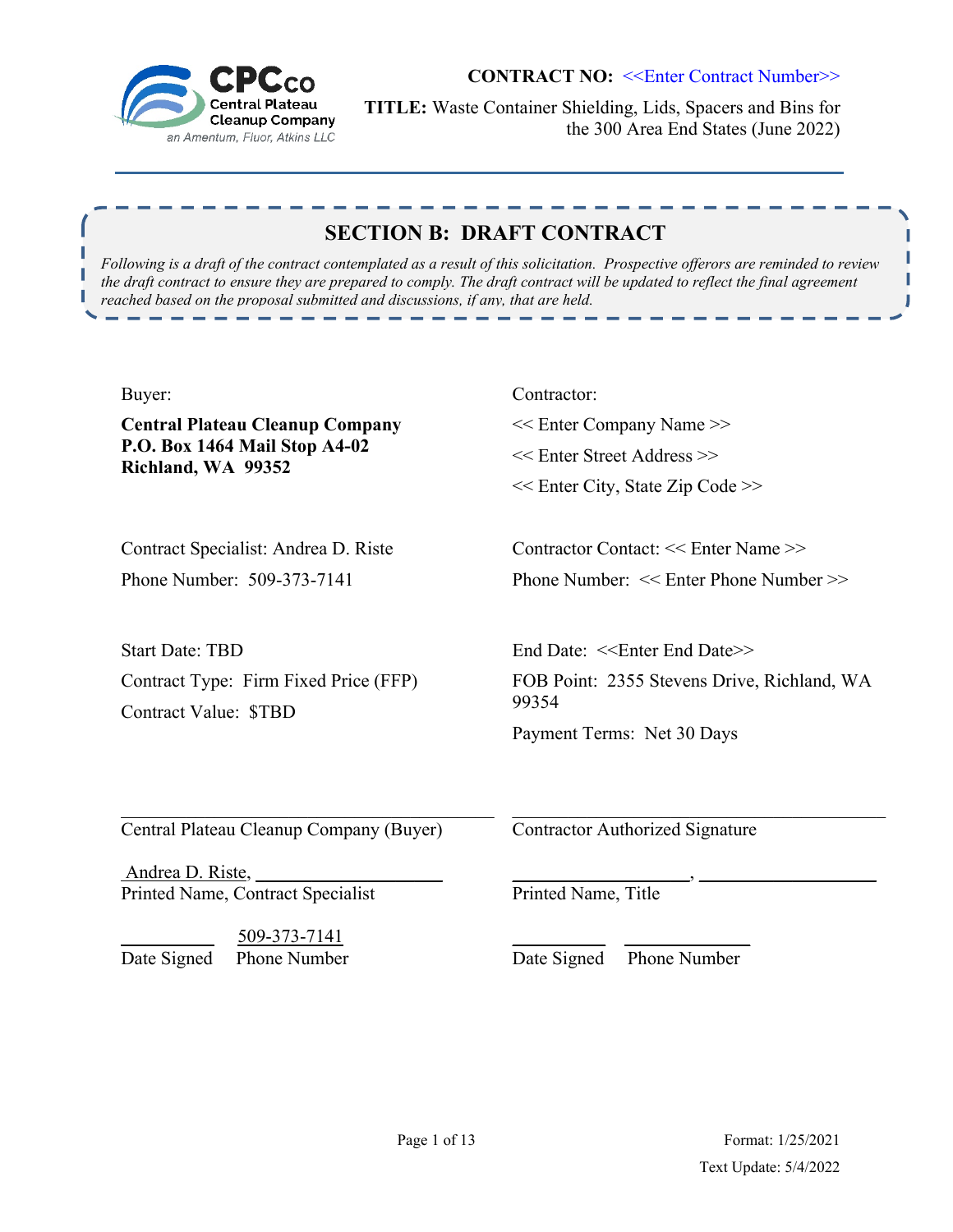CPCco Central Plateau Cleanup Company an Amentum, Fluor, Atkins LLC

**CONTRACT NO:** <<Enter Contract Number>>

**TITLE:** Waste Container Shielding, Lids, Spacers and Bins for the 300 Area End States (June 2022)

## SECTION B: DRAFT CONTRACT

*Following is a draft of the contract contemplated as a result of this solicitation. Prospective offerors are reminded to review the draft contract to ensure they are prepared to comply. The draft contract will be updated to reflect the final agreement reached based on the proposal submitted and discussions, if any, that are held.*

Buyer:

**Central Plateau Cleanup Company**
**P.O. Box 1464 Mail Stop A4-02**
**Richland, WA 99352**

Contractor:

<< Enter Company Name >>
<< Enter Street Address >>
<< Enter City, State Zip Code >>

Contract Specialist: Andrea D. Riste
Phone Number: 509-373-7141

Contractor Contact: << Enter Name >>
Phone Number: << Enter Phone Number >>

Start Date: TBD
Contract Type: Firm Fixed Price (FFP)
Contract Value: $TBD

End Date: <<Enter End Date>>
FOB Point: 2355 Stevens Drive, Richland, WA 99354
Payment Terms: Net 30 Days

______________________________
Central Plateau Cleanup Company (Buyer)

Andrea D. Riste, ____________________
Printed Name, Contract Specialist

__________ 509-373-7141
Date Signed Phone Number

______________________________
Contractor Authorized Signature

____________________, ____________________
Printed Name, Title

__________ __________
Date Signed Phone Number

Format: 1/25/2021
Text Update: 5/4/2022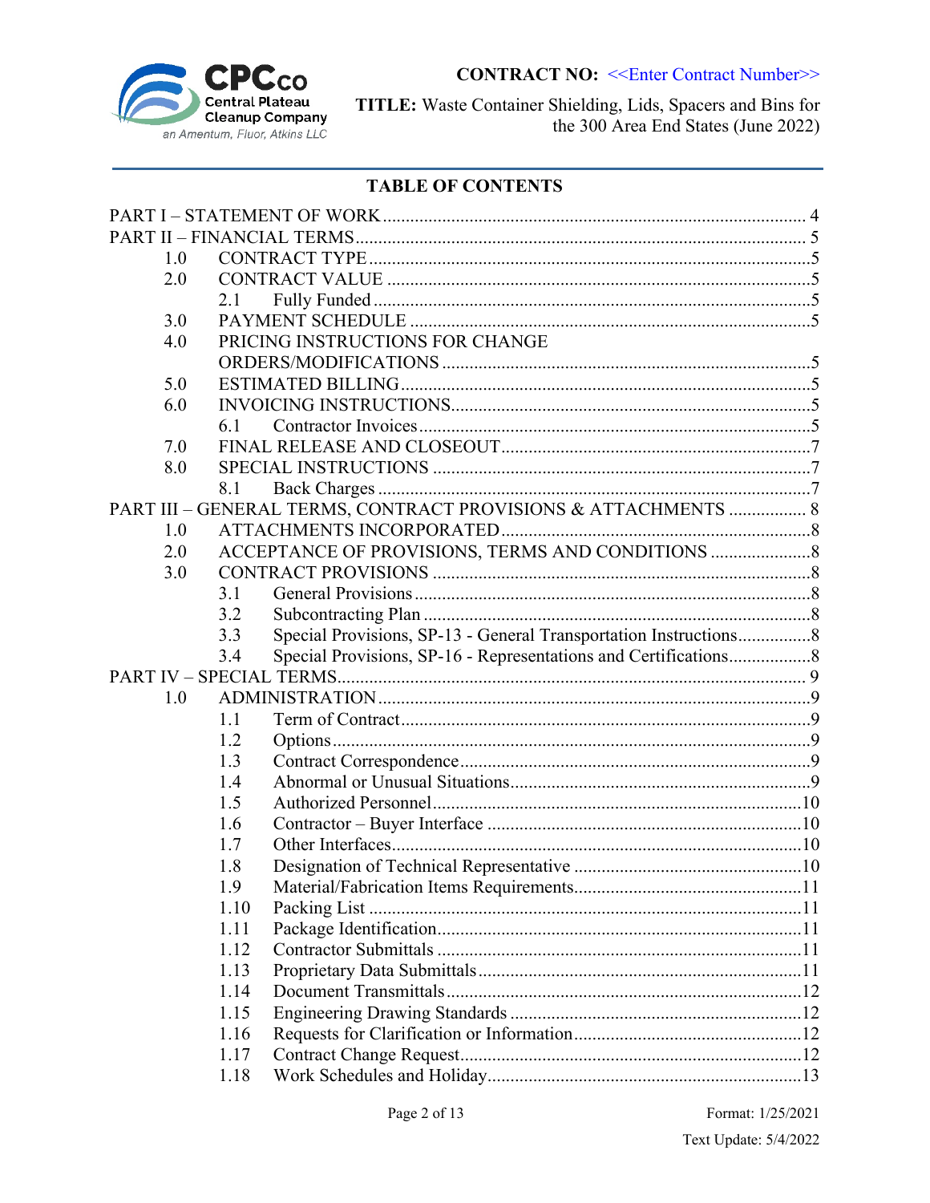## TABLE OF CONTENTS

PART I – STATEMENT OF WORK ............................................................................................ 4

PART II – FINANCIAL TERMS ................................................................................................ 5

- 1.0 CONTRACT TYPE ............................................................................................... 5
- 2.0 CONTRACT VALUE ............................................................................................ 5
  - 2.1 Fully Funded ................................................................................................ 5
- 3.0 PAYMENT SCHEDULE ....................................................................................... 5
- 4.0 PRICING INSTRUCTIONS FOR CHANGE ORDERS/MODIFICATIONS ................................................................................ 5
- 5.0 ESTIMATED BILLING ......................................................................................... 5
- 6.0 INVOICING INSTRUCTIONS .............................................................................. 5
  - 6.1 Contractor Invoices ...................................................................................... 5
- 7.0 FINAL RELEASE AND CLOSEOUT ................................................................... 7
- 8.0 SPECIAL INSTRUCTIONS .................................................................................. 7
  - 8.1 Back Charges ............................................................................................... 7

PART III – GENERAL TERMS, CONTRACT PROVISIONS & ATTACHMENTS ................. 8

- 1.0 ATTACHMENTS INCORPORATED ................................................................... 8
- 2.0 ACCEPTANCE OF PROVISIONS, TERMS AND CONDITIONS ...................... 8
- 3.0 CONTRACT PROVISIONS .................................................................................. 8
  - 3.1 General Provisions ....................................................................................... 8
  - 3.2 Subcontracting Plan ..................................................................................... 8
  - 3.3 Special Provisions, SP-13 - General Transportation Instructions ................ 8
  - 3.4 Special Provisions, SP-16 - Representations and Certifications .................. 8

PART IV – SPECIAL TERMS ..................................................................................................... 9

- 1.0 ADMINISTRATION ............................................................................................. 9
  - 1.1 Term of Contract .......................................................................................... 9
  - 1.2 Options ......................................................................................................... 9
  - 1.3 Contract Correspondence ............................................................................. 9
  - 1.4 Abnormal or Unusual Situations .................................................................. 9
  - 1.5 Authorized Personnel ................................................................................. 10
  - 1.6 Contractor – Buyer Interface ..................................................................... 10
  - 1.7 Other Interfaces .......................................................................................... 10
  - 1.8 Designation of Technical Representative .................................................. 10
  - 1.9 Material/Fabrication Items Requirements .................................................. 11
  - 1.10 Packing List .............................................................................................. 11
  - 1.11 Package Identification ............................................................................... 11
  - 1.12 Contractor Submittals ............................................................................... 11
  - 1.13 Proprietary Data Submittals ...................................................................... 11
  - 1.14 Document Transmittals ............................................................................. 12
  - 1.15 Engineering Drawing Standards ............................................................... 12
  - 1.16 Requests for Clarification or Information ................................................. 12
  - 1.17 Contract Change Request .......................................................................... 12
  - 1.18 Work Schedules and Holiday .................................................................... 13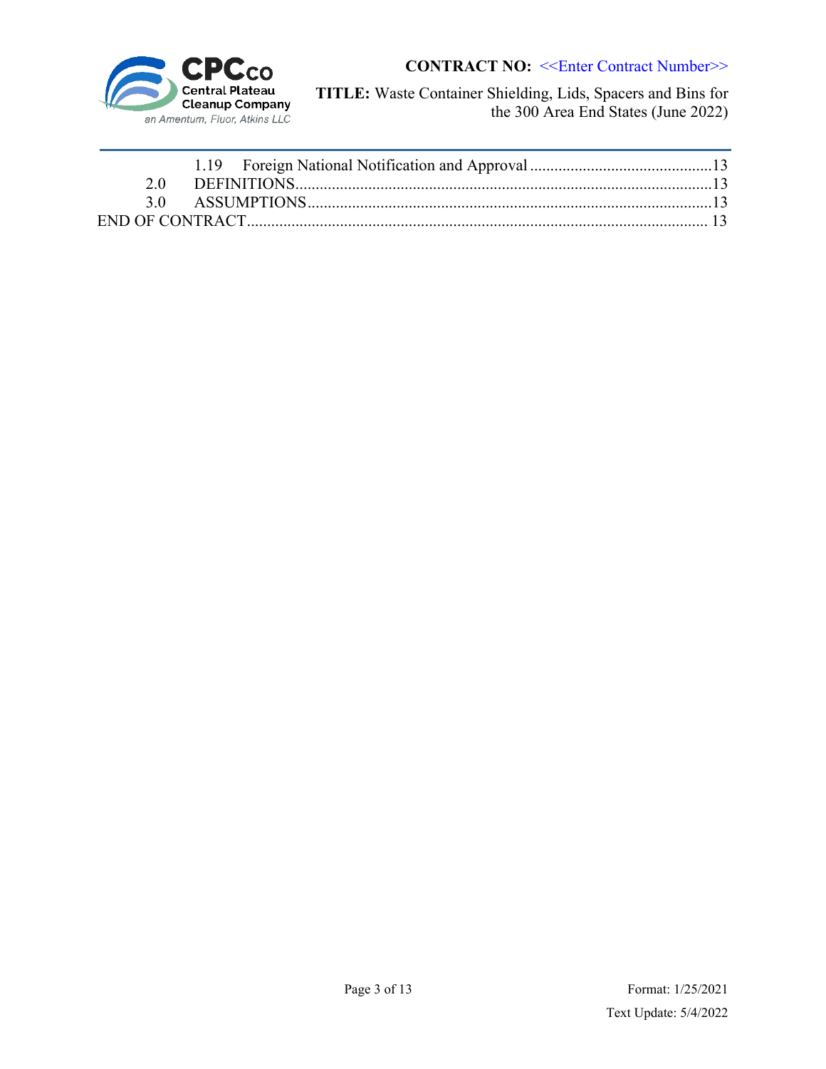1.19 Foreign National Notification and Approval ............................................. 13
2.0 DEFINITIONS ....................................................................................... 13
3.0 ASSUMPTIONS .................................................................................... 13
END OF CONTRACT ................................................................................................ 13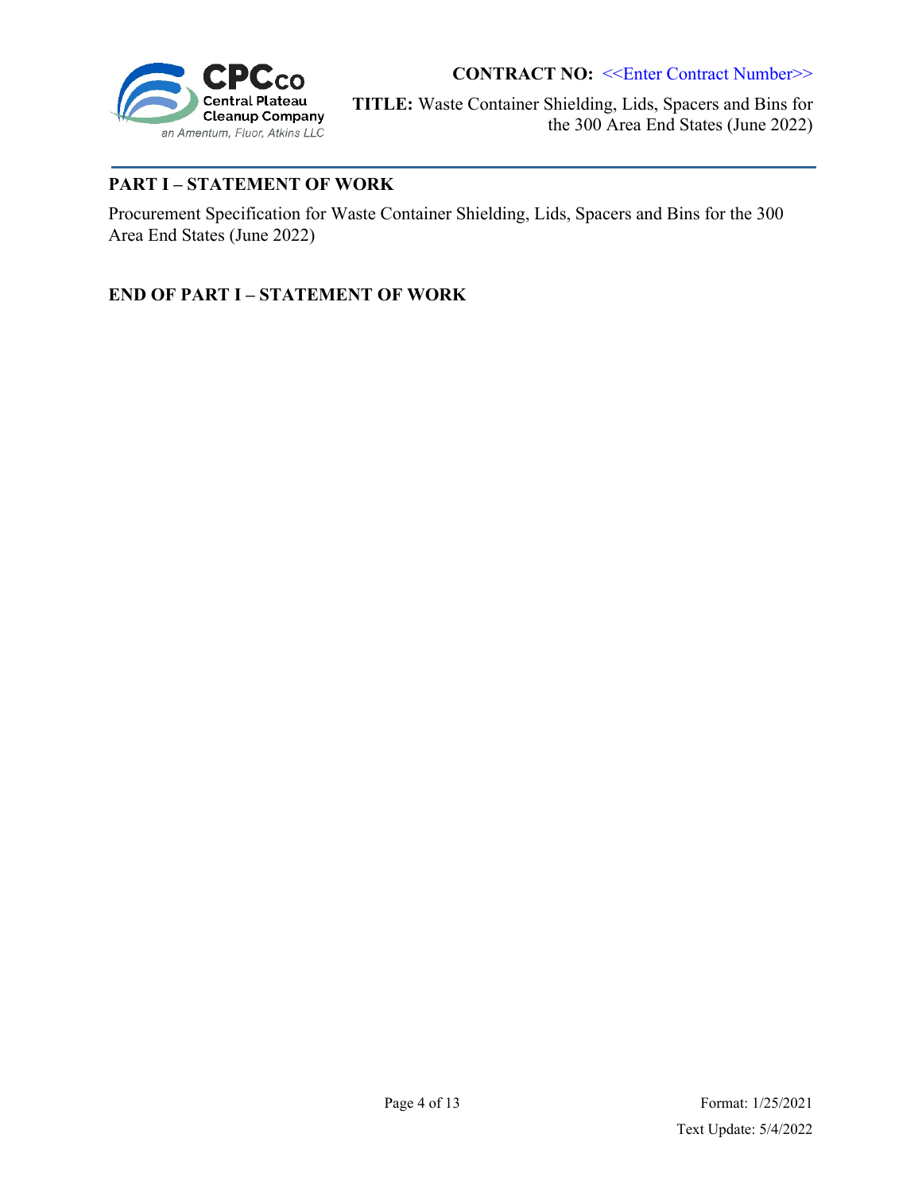## PART I – STATEMENT OF WORK

Procurement Specification for Waste Container Shielding, Lids, Spacers and Bins for the 300 Area End States (June 2022)

## END OF PART I – STATEMENT OF WORK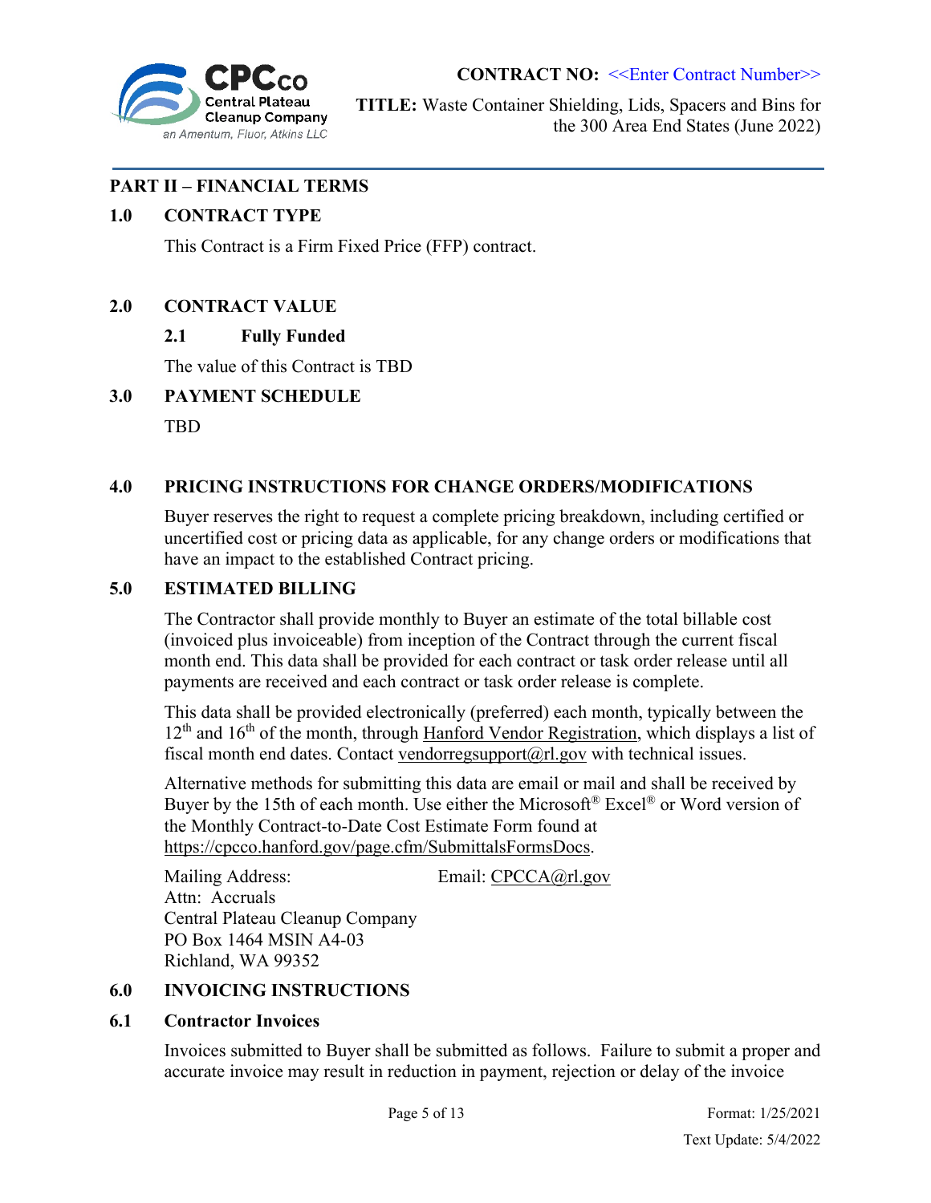## PART II – FINANCIAL TERMS

### 1.0 CONTRACT TYPE

This Contract is a Firm Fixed Price (FFP) contract.

### 2.0 CONTRACT VALUE

#### 2.1 Fully Funded

The value of this Contract is TBD

### 3.0 PAYMENT SCHEDULE

TBD

### 4.0 PRICING INSTRUCTIONS FOR CHANGE ORDERS/MODIFICATIONS

Buyer reserves the right to request a complete pricing breakdown, including certified or uncertified cost or pricing data as applicable, for any change orders or modifications that have an impact to the established Contract pricing.

### 5.0 ESTIMATED BILLING

The Contractor shall provide monthly to Buyer an estimate of the total billable cost (invoiced plus invoiceable) from inception of the Contract through the current fiscal month end. This data shall be provided for each contract or task order release until all payments are received and each contract or task order release is complete.

This data shall be provided electronically (preferred) each month, typically between the 12th and 16th of the month, through Hanford Vendor Registration, which displays a list of fiscal month end dates. Contact vendorregsupport@rl.gov with technical issues.

Alternative methods for submitting this data are email or mail and shall be received by Buyer by the 15th of each month. Use either the Microsoft® Excel® or Word version of the Monthly Contract-to-Date Cost Estimate Form found at https://cpcco.hanford.gov/page.cfm/SubmittalsFormsDocs.

Mailing Address:
Attn: Accruals
Central Plateau Cleanup Company
PO Box 1464 MSIN A4-03
Richland, WA 99352

Email: CPCCA@rl.gov

### 6.0 INVOICING INSTRUCTIONS

### 6.1 Contractor Invoices

Invoices submitted to Buyer shall be submitted as follows. Failure to submit a proper and accurate invoice may result in reduction in payment, rejection or delay of the invoice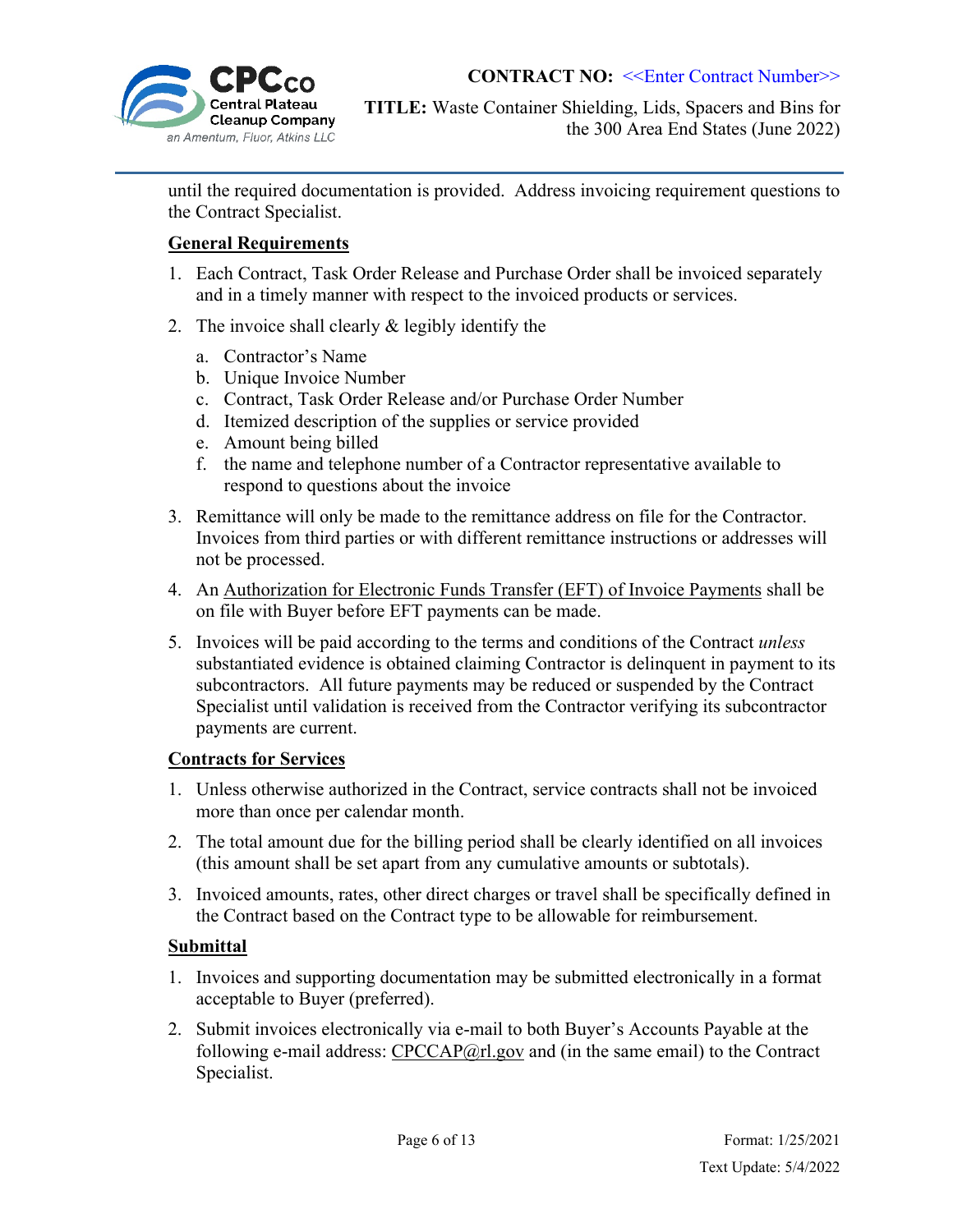until the required documentation is provided. Address invoicing requirement questions to the Contract Specialist.

**General Requirements**

1. Each Contract, Task Order Release and Purchase Order shall be invoiced separately and in a timely manner with respect to the invoiced products or services.
2. The invoice shall clearly & legibly identify the
   a. Contractor's Name
   b. Unique Invoice Number
   c. Contract, Task Order Release and/or Purchase Order Number
   d. Itemized description of the supplies or service provided
   e. Amount being billed
   f. the name and telephone number of a Contractor representative available to respond to questions about the invoice
3. Remittance will only be made to the remittance address on file for the Contractor. Invoices from third parties or with different remittance instructions or addresses will not be processed.
4. An Authorization for Electronic Funds Transfer (EFT) of Invoice Payments shall be on file with Buyer before EFT payments can be made.
5. Invoices will be paid according to the terms and conditions of the Contract *unless* substantiated evidence is obtained claiming Contractor is delinquent in payment to its subcontractors. All future payments may be reduced or suspended by the Contract Specialist until validation is received from the Contractor verifying its subcontractor payments are current.

**Contracts for Services**

1. Unless otherwise authorized in the Contract, service contracts shall not be invoiced more than once per calendar month.
2. The total amount due for the billing period shall be clearly identified on all invoices (this amount shall be set apart from any cumulative amounts or subtotals).
3. Invoiced amounts, rates, other direct charges or travel shall be specifically defined in the Contract based on the Contract type to be allowable for reimbursement.

**Submittal**

1. Invoices and supporting documentation may be submitted electronically in a format acceptable to Buyer (preferred).
2. Submit invoices electronically via e-mail to both Buyer's Accounts Payable at the following e-mail address: CPCCAP@rl.gov and (in the same email) to the Contract Specialist.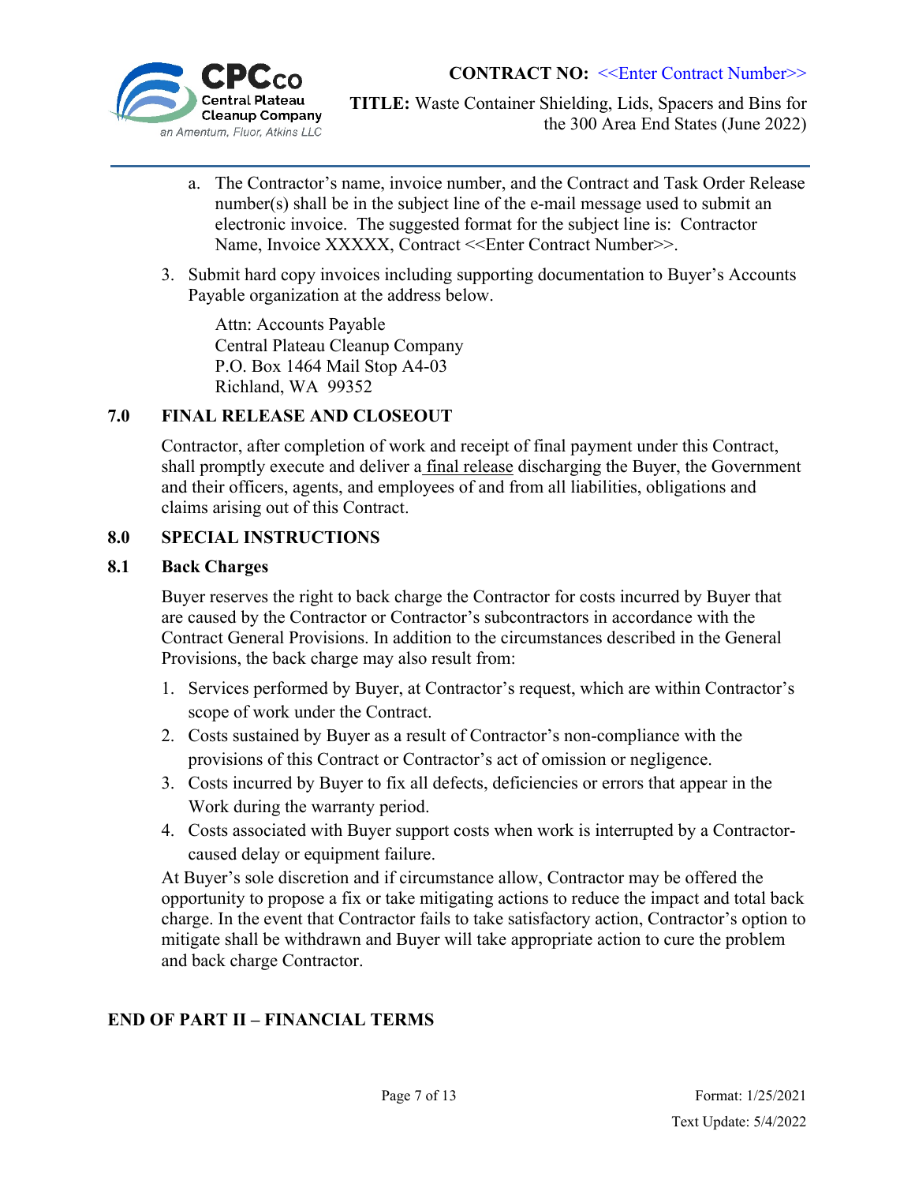a. The Contractor's name, invoice number, and the Contract and Task Order Release number(s) shall be in the subject line of the e-mail message used to submit an electronic invoice. The suggested format for the subject line is: Contractor Name, Invoice XXXXX, Contract <<Enter Contract Number>>.

3. Submit hard copy invoices including supporting documentation to Buyer's Accounts Payable organization at the address below.

   Attn: Accounts Payable
   Central Plateau Cleanup Company
   P.O. Box 1464 Mail Stop A4-03
   Richland, WA 99352

## 7.0 FINAL RELEASE AND CLOSEOUT

Contractor, after completion of work and receipt of final payment under this Contract, shall promptly execute and deliver a final release discharging the Buyer, the Government and their officers, agents, and employees of and from all liabilities, obligations and claims arising out of this Contract.

## 8.0 SPECIAL INSTRUCTIONS

### 8.1 Back Charges

Buyer reserves the right to back charge the Contractor for costs incurred by Buyer that are caused by the Contractor or Contractor's subcontractors in accordance with the Contract General Provisions. In addition to the circumstances described in the General Provisions, the back charge may also result from:

1. Services performed by Buyer, at Contractor's request, which are within Contractor's scope of work under the Contract.
2. Costs sustained by Buyer as a result of Contractor's non-compliance with the provisions of this Contract or Contractor's act of omission or negligence.
3. Costs incurred by Buyer to fix all defects, deficiencies or errors that appear in the Work during the warranty period.
4. Costs associated with Buyer support costs when work is interrupted by a Contractor-caused delay or equipment failure.

At Buyer's sole discretion and if circumstance allow, Contractor may be offered the opportunity to propose a fix or take mitigating actions to reduce the impact and total back charge. In the event that Contractor fails to take satisfactory action, Contractor's option to mitigate shall be withdrawn and Buyer will take appropriate action to cure the problem and back charge Contractor.

**END OF PART II – FINANCIAL TERMS**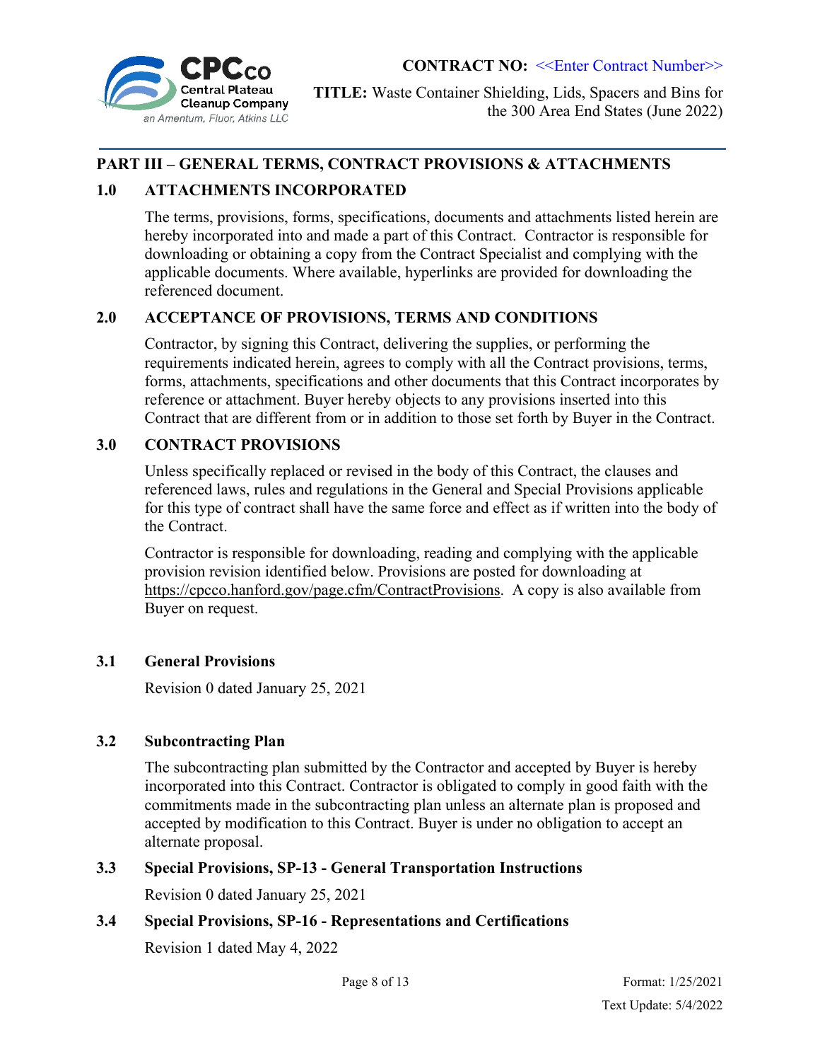## PART III – GENERAL TERMS, CONTRACT PROVISIONS & ATTACHMENTS

### 1.0 ATTACHMENTS INCORPORATED

The terms, provisions, forms, specifications, documents and attachments listed herein are hereby incorporated into and made a part of this Contract. Contractor is responsible for downloading or obtaining a copy from the Contract Specialist and complying with the applicable documents. Where available, hyperlinks are provided for downloading the referenced document.

### 2.0 ACCEPTANCE OF PROVISIONS, TERMS AND CONDITIONS

Contractor, by signing this Contract, delivering the supplies, or performing the requirements indicated herein, agrees to comply with all the Contract provisions, terms, forms, attachments, specifications and other documents that this Contract incorporates by reference or attachment. Buyer hereby objects to any provisions inserted into this Contract that are different from or in addition to those set forth by Buyer in the Contract.

### 3.0 CONTRACT PROVISIONS

Unless specifically replaced or revised in the body of this Contract, the clauses and referenced laws, rules and regulations in the General and Special Provisions applicable for this type of contract shall have the same force and effect as if written into the body of the Contract.

Contractor is responsible for downloading, reading and complying with the applicable provision revision identified below. Provisions are posted for downloading at https://cpcco.hanford.gov/page.cfm/ContractProvisions. A copy is also available from Buyer on request.

#### 3.1 General Provisions

Revision 0 dated January 25, 2021

#### 3.2 Subcontracting Plan

The subcontracting plan submitted by the Contractor and accepted by Buyer is hereby incorporated into this Contract. Contractor is obligated to comply in good faith with the commitments made in the subcontracting plan unless an alternate plan is proposed and accepted by modification to this Contract. Buyer is under no obligation to accept an alternate proposal.

#### 3.3 Special Provisions, SP-13 - General Transportation Instructions

Revision 0 dated January 25, 2021

#### 3.4 Special Provisions, SP-16 - Representations and Certifications

Revision 1 dated May 4, 2022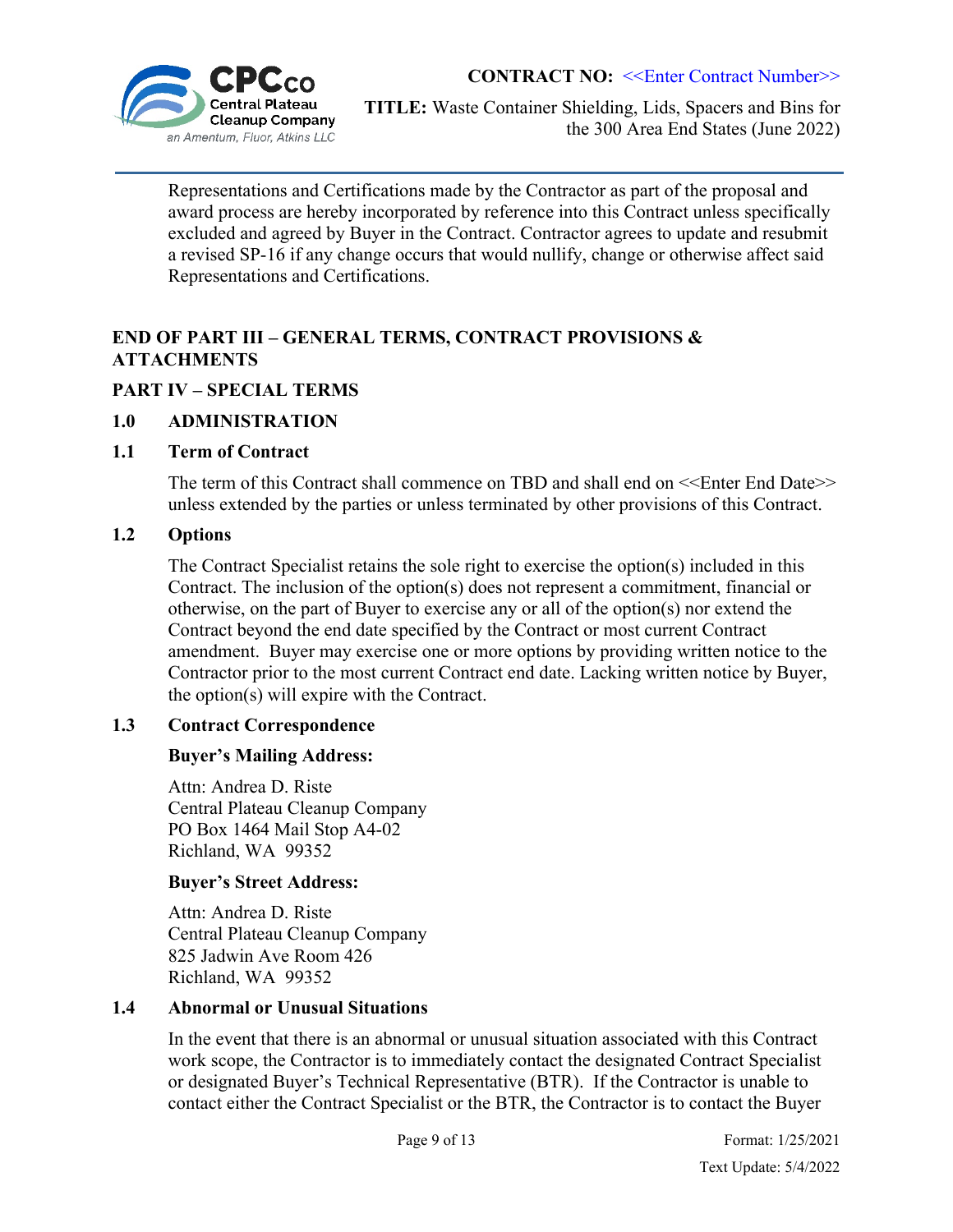Representations and Certifications made by the Contractor as part of the proposal and award process are hereby incorporated by reference into this Contract unless specifically excluded and agreed by Buyer in the Contract. Contractor agrees to update and resubmit a revised SP-16 if any change occurs that would nullify, change or otherwise affect said Representations and Certifications.

## END OF PART III – GENERAL TERMS, CONTRACT PROVISIONS & ATTACHMENTS

## PART IV – SPECIAL TERMS

### 1.0 ADMINISTRATION

### 1.1 Term of Contract

The term of this Contract shall commence on TBD and shall end on <<Enter End Date>> unless extended by the parties or unless terminated by other provisions of this Contract.

### 1.2 Options

The Contract Specialist retains the sole right to exercise the option(s) included in this Contract. The inclusion of the option(s) does not represent a commitment, financial or otherwise, on the part of Buyer to exercise any or all of the option(s) nor extend the Contract beyond the end date specified by the Contract or most current Contract amendment. Buyer may exercise one or more options by providing written notice to the Contractor prior to the most current Contract end date. Lacking written notice by Buyer, the option(s) will expire with the Contract.

### 1.3 Contract Correspondence

**Buyer's Mailing Address:**

Attn: Andrea D. Riste
Central Plateau Cleanup Company
PO Box 1464 Mail Stop A4-02
Richland, WA 99352

**Buyer's Street Address:**

Attn: Andrea D. Riste
Central Plateau Cleanup Company
825 Jadwin Ave Room 426
Richland, WA 99352

### 1.4 Abnormal or Unusual Situations

In the event that there is an abnormal or unusual situation associated with this Contract work scope, the Contractor is to immediately contact the designated Contract Specialist or designated Buyer's Technical Representative (BTR). If the Contractor is unable to contact either the Contract Specialist or the BTR, the Contractor is to contact the Buyer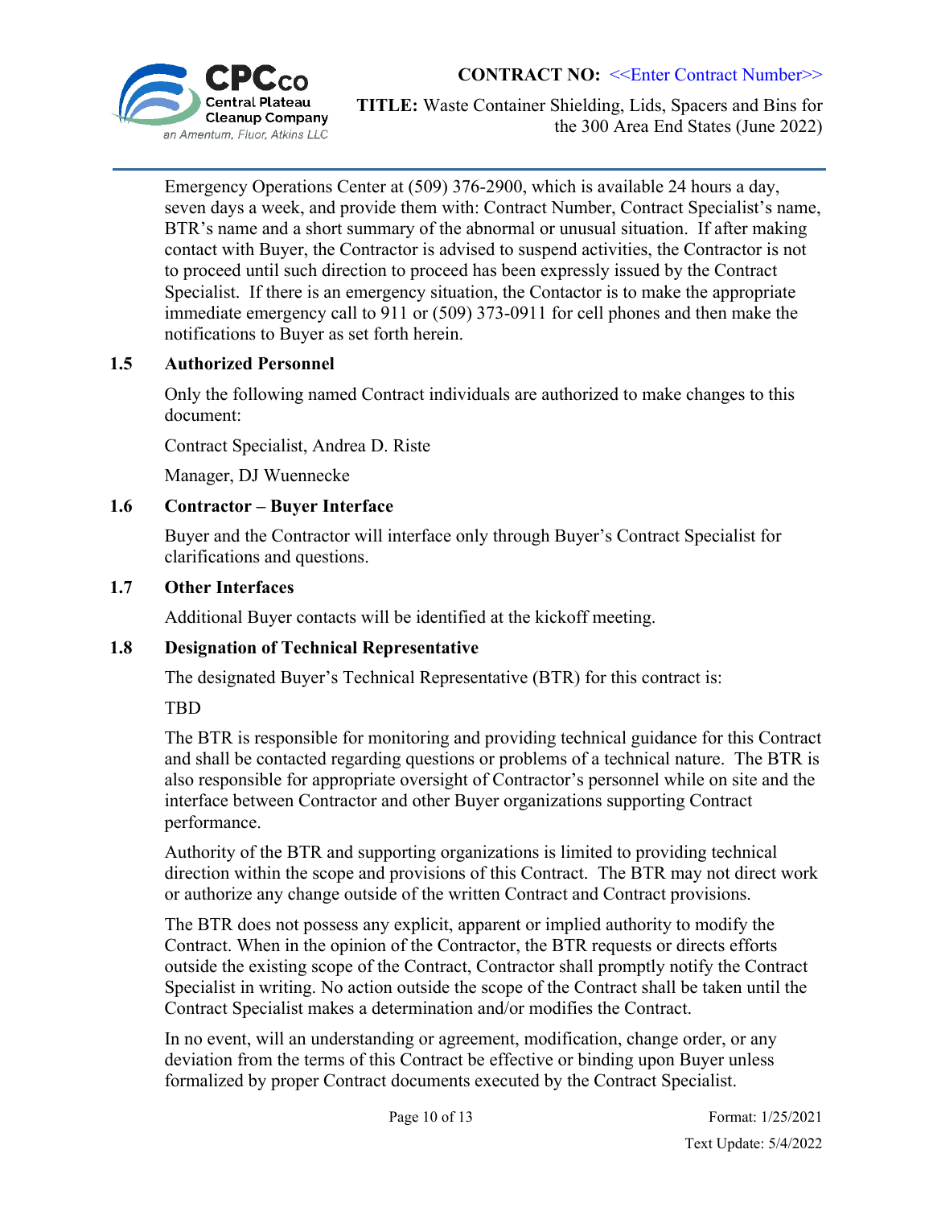Emergency Operations Center at (509) 376-2900, which is available 24 hours a day, seven days a week, and provide them with: Contract Number, Contract Specialist's name, BTR's name and a short summary of the abnormal or unusual situation. If after making contact with Buyer, the Contractor is advised to suspend activities, the Contractor is not to proceed until such direction to proceed has been expressly issued by the Contract Specialist. If there is an emergency situation, the Contactor is to make the appropriate immediate emergency call to 911 or (509) 373-0911 for cell phones and then make the notifications to Buyer as set forth herein.

### 1.5 Authorized Personnel

Only the following named Contract individuals are authorized to make changes to this document:

Contract Specialist, Andrea D. Riste

Manager, DJ Wuennecke

### 1.6 Contractor – Buyer Interface

Buyer and the Contractor will interface only through Buyer's Contract Specialist for clarifications and questions.

### 1.7 Other Interfaces

Additional Buyer contacts will be identified at the kickoff meeting.

### 1.8 Designation of Technical Representative

The designated Buyer's Technical Representative (BTR) for this contract is:

TBD

The BTR is responsible for monitoring and providing technical guidance for this Contract and shall be contacted regarding questions or problems of a technical nature. The BTR is also responsible for appropriate oversight of Contractor's personnel while on site and the interface between Contractor and other Buyer organizations supporting Contract performance.

Authority of the BTR and supporting organizations is limited to providing technical direction within the scope and provisions of this Contract. The BTR may not direct work or authorize any change outside of the written Contract and Contract provisions.

The BTR does not possess any explicit, apparent or implied authority to modify the Contract. When in the opinion of the Contractor, the BTR requests or directs efforts outside the existing scope of the Contract, Contractor shall promptly notify the Contract Specialist in writing. No action outside the scope of the Contract shall be taken until the Contract Specialist makes a determination and/or modifies the Contract.

In no event, will an understanding or agreement, modification, change order, or any deviation from the terms of this Contract be effective or binding upon Buyer unless formalized by proper Contract documents executed by the Contract Specialist.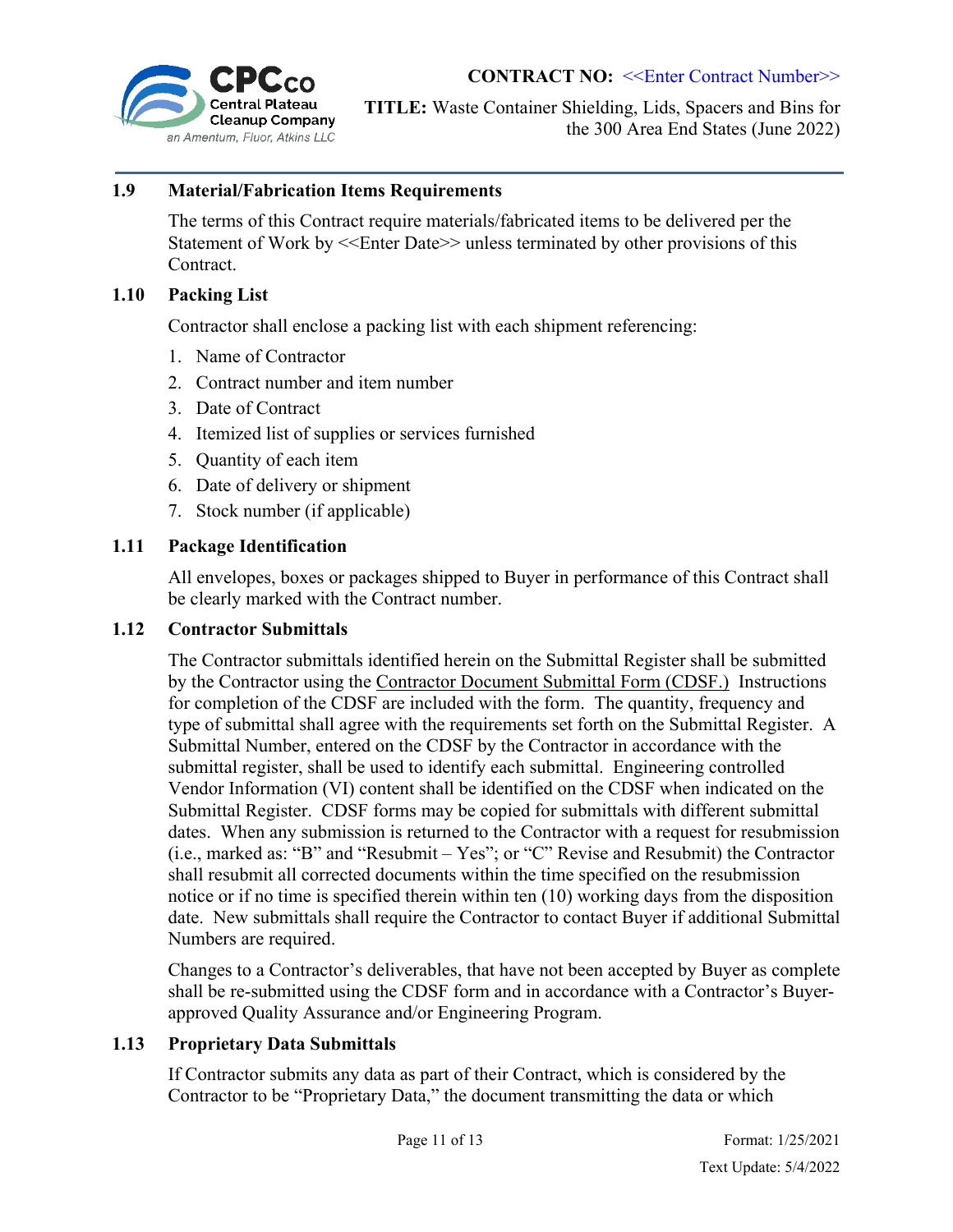### 1.9 Material/Fabrication Items Requirements

The terms of this Contract require materials/fabricated items to be delivered per the Statement of Work by <<Enter Date>> unless terminated by other provisions of this Contract.

### 1.10 Packing List

Contractor shall enclose a packing list with each shipment referencing:

1. Name of Contractor
2. Contract number and item number
3. Date of Contract
4. Itemized list of supplies or services furnished
5. Quantity of each item
6. Date of delivery or shipment
7. Stock number (if applicable)

### 1.11 Package Identification

All envelopes, boxes or packages shipped to Buyer in performance of this Contract shall be clearly marked with the Contract number.

### 1.12 Contractor Submittals

The Contractor submittals identified herein on the Submittal Register shall be submitted by the Contractor using the Contractor Document Submittal Form (CDSF.) Instructions for completion of the CDSF are included with the form. The quantity, frequency and type of submittal shall agree with the requirements set forth on the Submittal Register. A Submittal Number, entered on the CDSF by the Contractor in accordance with the submittal register, shall be used to identify each submittal. Engineering controlled Vendor Information (VI) content shall be identified on the CDSF when indicated on the Submittal Register. CDSF forms may be copied for submittals with different submittal dates. When any submission is returned to the Contractor with a request for resubmission (i.e., marked as: "B" and "Resubmit – Yes"; or "C" Revise and Resubmit) the Contractor shall resubmit all corrected documents within the time specified on the resubmission notice or if no time is specified therein within ten (10) working days from the disposition date. New submittals shall require the Contractor to contact Buyer if additional Submittal Numbers are required.

Changes to a Contractor's deliverables, that have not been accepted by Buyer as complete shall be re-submitted using the CDSF form and in accordance with a Contractor's Buyer-approved Quality Assurance and/or Engineering Program.

### 1.13 Proprietary Data Submittals

If Contractor submits any data as part of their Contract, which is considered by the Contractor to be "Proprietary Data," the document transmitting the data or which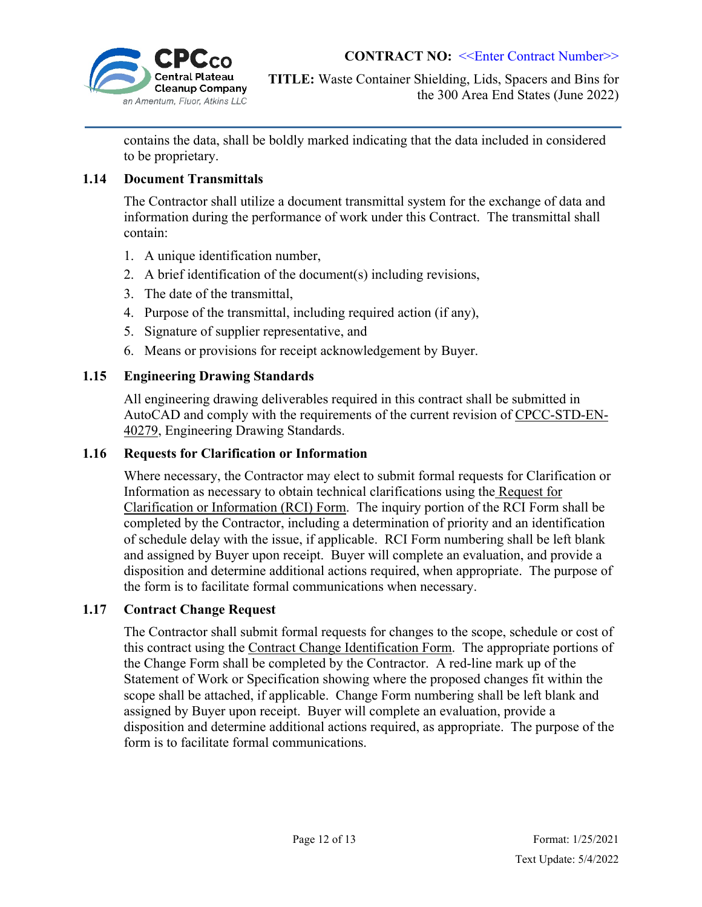contains the data, shall be boldly marked indicating that the data included in considered to be proprietary.

### 1.14 Document Transmittals

The Contractor shall utilize a document transmittal system for the exchange of data and information during the performance of work under this Contract. The transmittal shall contain:

1. A unique identification number,
2. A brief identification of the document(s) including revisions,
3. The date of the transmittal,
4. Purpose of the transmittal, including required action (if any),
5. Signature of supplier representative, and
6. Means or provisions for receipt acknowledgement by Buyer.

### 1.15 Engineering Drawing Standards

All engineering drawing deliverables required in this contract shall be submitted in AutoCAD and comply with the requirements of the current revision of CPCC-STD-EN-40279, Engineering Drawing Standards.

### 1.16 Requests for Clarification or Information

Where necessary, the Contractor may elect to submit formal requests for Clarification or Information as necessary to obtain technical clarifications using the Request for Clarification or Information (RCI) Form. The inquiry portion of the RCI Form shall be completed by the Contractor, including a determination of priority and an identification of schedule delay with the issue, if applicable. RCI Form numbering shall be left blank and assigned by Buyer upon receipt. Buyer will complete an evaluation, and provide a disposition and determine additional actions required, when appropriate. The purpose of the form is to facilitate formal communications when necessary.

### 1.17 Contract Change Request

The Contractor shall submit formal requests for changes to the scope, schedule or cost of this contract using the Contract Change Identification Form. The appropriate portions of the Change Form shall be completed by the Contractor. A red-line mark up of the Statement of Work or Specification showing where the proposed changes fit within the scope shall be attached, if applicable. Change Form numbering shall be left blank and assigned by Buyer upon receipt. Buyer will complete an evaluation, provide a disposition and determine additional actions required, as appropriate. The purpose of the form is to facilitate formal communications.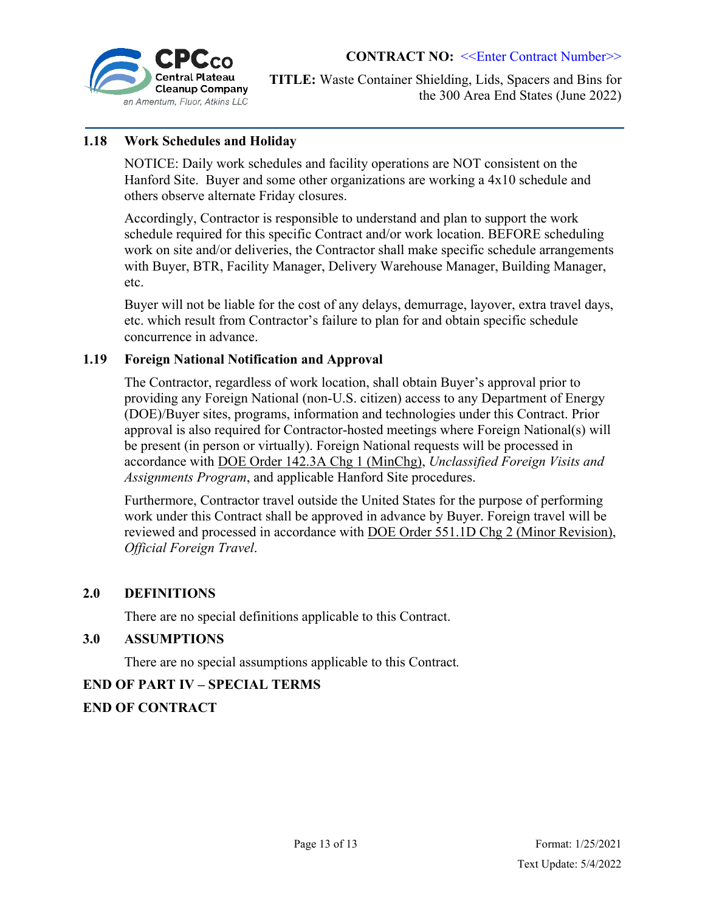### 1.18 Work Schedules and Holiday

NOTICE: Daily work schedules and facility operations are NOT consistent on the Hanford Site. Buyer and some other organizations are working a 4x10 schedule and others observe alternate Friday closures.

Accordingly, Contractor is responsible to understand and plan to support the work schedule required for this specific Contract and/or work location. BEFORE scheduling work on site and/or deliveries, the Contractor shall make specific schedule arrangements with Buyer, BTR, Facility Manager, Delivery Warehouse Manager, Building Manager, etc.

Buyer will not be liable for the cost of any delays, demurrage, layover, extra travel days, etc. which result from Contractor's failure to plan for and obtain specific schedule concurrence in advance.

### 1.19 Foreign National Notification and Approval

The Contractor, regardless of work location, shall obtain Buyer's approval prior to providing any Foreign National (non-U.S. citizen) access to any Department of Energy (DOE)/Buyer sites, programs, information and technologies under this Contract. Prior approval is also required for Contractor-hosted meetings where Foreign National(s) will be present (in person or virtually). Foreign National requests will be processed in accordance with DOE Order 142.3A Chg 1 (MinChg), *Unclassified Foreign Visits and Assignments Program*, and applicable Hanford Site procedures.

Furthermore, Contractor travel outside the United States for the purpose of performing work under this Contract shall be approved in advance by Buyer. Foreign travel will be reviewed and processed in accordance with DOE Order 551.1D Chg 2 (Minor Revision), *Official Foreign Travel*.

## 2.0 DEFINITIONS

There are no special definitions applicable to this Contract.

## 3.0 ASSUMPTIONS

There are no special assumptions applicable to this Contract.

**END OF PART IV – SPECIAL TERMS**

**END OF CONTRACT**